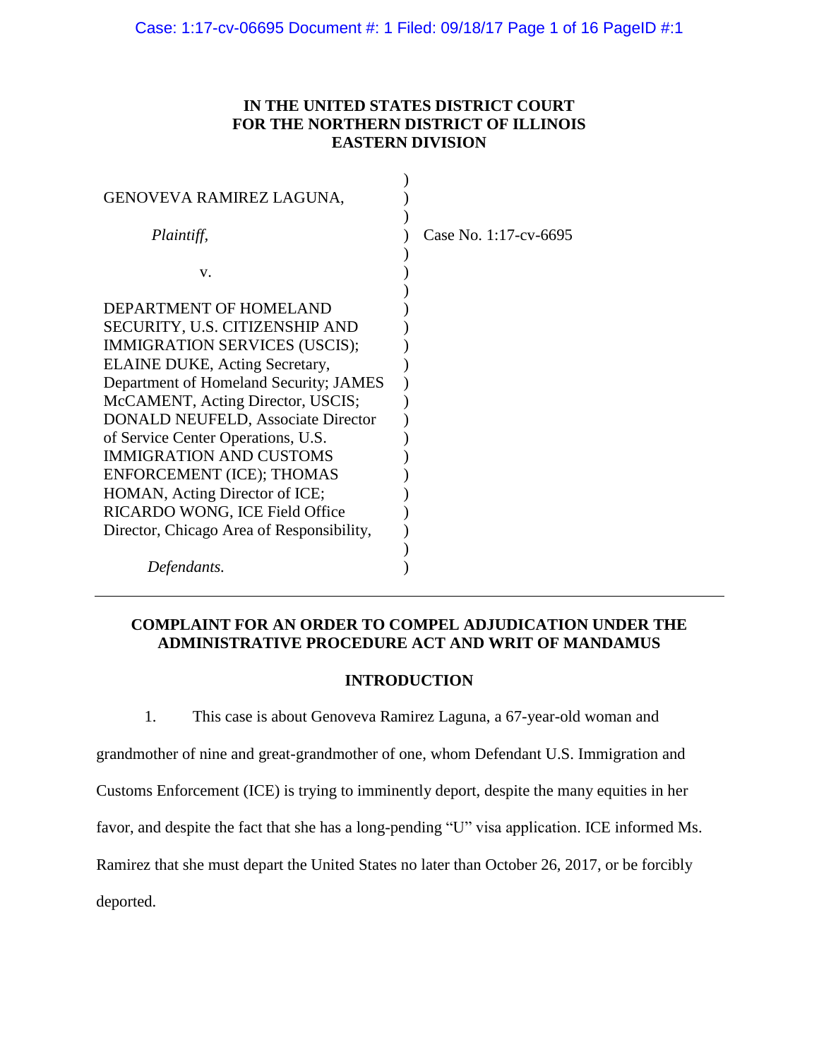**IN THE UNITED STATES DISTRICT COURT**
**FOR THE NORTHERN DISTRICT OF ILLINOIS**
**EASTERN DIVISION**

GENOVEVA RAMIREZ LAGUNA,

*Plaintiff,*

v.

DEPARTMENT OF HOMELAND SECURITY, U.S. CITIZENSHIP AND IMMIGRATION SERVICES (USCIS); ELAINE DUKE, Acting Secretary, Department of Homeland Security; JAMES McCAMENT, Acting Director, USCIS; DONALD NEUFELD, Associate Director of Service Center Operations, U.S. IMMIGRATION AND CUSTOMS ENFORCEMENT (ICE); THOMAS HOMAN, Acting Director of ICE; RICARDO WONG, ICE Field Office Director, Chicago Area of Responsibility,

*Defendants.*

Case No. 1:17-cv-6695

---

## COMPLAINT FOR AN ORDER TO COMPEL ADJUDICATION UNDER THE ADMINISTRATIVE PROCEDURE ACT AND WRIT OF MANDAMUS

## INTRODUCTION

1. This case is about Genoveva Ramirez Laguna, a 67-year-old woman and grandmother of nine and great-grandmother of one, whom Defendant U.S. Immigration and Customs Enforcement (ICE) is trying to imminently deport, despite the many equities in her favor, and despite the fact that she has a long-pending "U" visa application. ICE informed Ms. Ramirez that she must depart the United States no later than October 26, 2017, or be forcibly deported.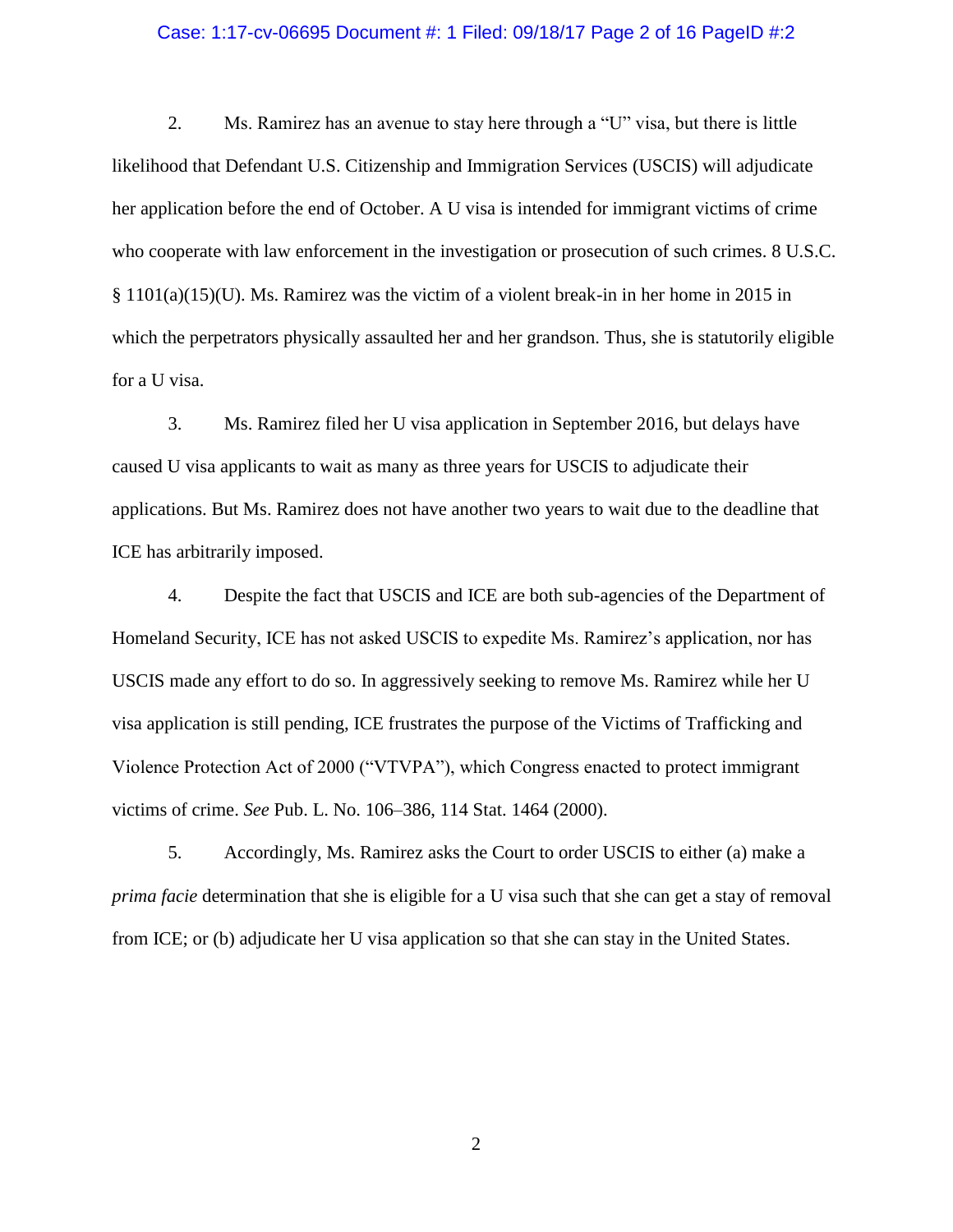2. Ms. Ramirez has an avenue to stay here through a "U" visa, but there is little likelihood that Defendant U.S. Citizenship and Immigration Services (USCIS) will adjudicate her application before the end of October. A U visa is intended for immigrant victims of crime who cooperate with law enforcement in the investigation or prosecution of such crimes. 8 U.S.C. § 1101(a)(15)(U). Ms. Ramirez was the victim of a violent break-in in her home in 2015 in which the perpetrators physically assaulted her and her grandson. Thus, she is statutorily eligible for a U visa.

3. Ms. Ramirez filed her U visa application in September 2016, but delays have caused U visa applicants to wait as many as three years for USCIS to adjudicate their applications. But Ms. Ramirez does not have another two years to wait due to the deadline that ICE has arbitrarily imposed.

4. Despite the fact that USCIS and ICE are both sub-agencies of the Department of Homeland Security, ICE has not asked USCIS to expedite Ms. Ramirez's application, nor has USCIS made any effort to do so. In aggressively seeking to remove Ms. Ramirez while her U visa application is still pending, ICE frustrates the purpose of the Victims of Trafficking and Violence Protection Act of 2000 ("VTVPA"), which Congress enacted to protect immigrant victims of crime. *See* Pub. L. No. 106–386, 114 Stat. 1464 (2000).

5. Accordingly, Ms. Ramirez asks the Court to order USCIS to either (a) make a *prima facie* determination that she is eligible for a U visa such that she can get a stay of removal from ICE; or (b) adjudicate her U visa application so that she can stay in the United States.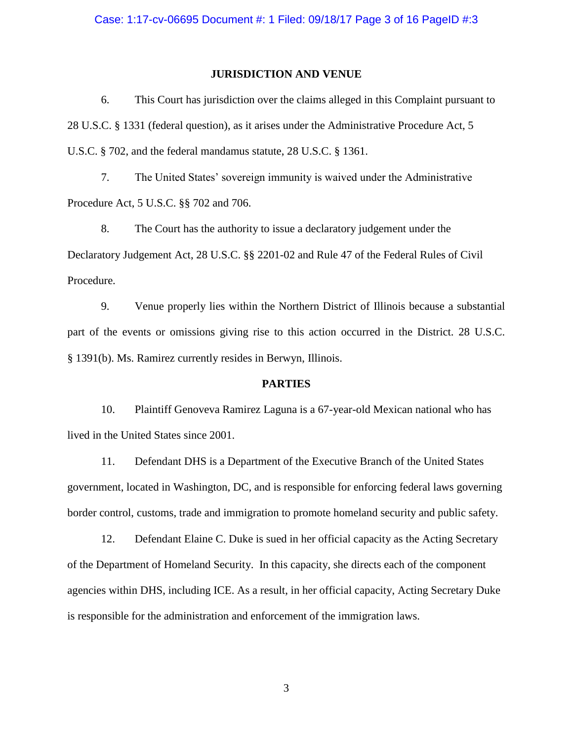## JURISDICTION AND VENUE

6. This Court has jurisdiction over the claims alleged in this Complaint pursuant to 28 U.S.C. § 1331 (federal question), as it arises under the Administrative Procedure Act, 5 U.S.C. § 702, and the federal mandamus statute, 28 U.S.C. § 1361.

7. The United States' sovereign immunity is waived under the Administrative Procedure Act, 5 U.S.C. §§ 702 and 706.

8. The Court has the authority to issue a declaratory judgement under the Declaratory Judgement Act, 28 U.S.C. §§ 2201-02 and Rule 47 of the Federal Rules of Civil Procedure.

9. Venue properly lies within the Northern District of Illinois because a substantial part of the events or omissions giving rise to this action occurred in the District. 28 U.S.C. § 1391(b). Ms. Ramirez currently resides in Berwyn, Illinois.

## PARTIES

10. Plaintiff Genoveva Ramirez Laguna is a 67-year-old Mexican national who has lived in the United States since 2001.

11. Defendant DHS is a Department of the Executive Branch of the United States government, located in Washington, DC, and is responsible for enforcing federal laws governing border control, customs, trade and immigration to promote homeland security and public safety.

12. Defendant Elaine C. Duke is sued in her official capacity as the Acting Secretary of the Department of Homeland Security. In this capacity, she directs each of the component agencies within DHS, including ICE. As a result, in her official capacity, Acting Secretary Duke is responsible for the administration and enforcement of the immigration laws.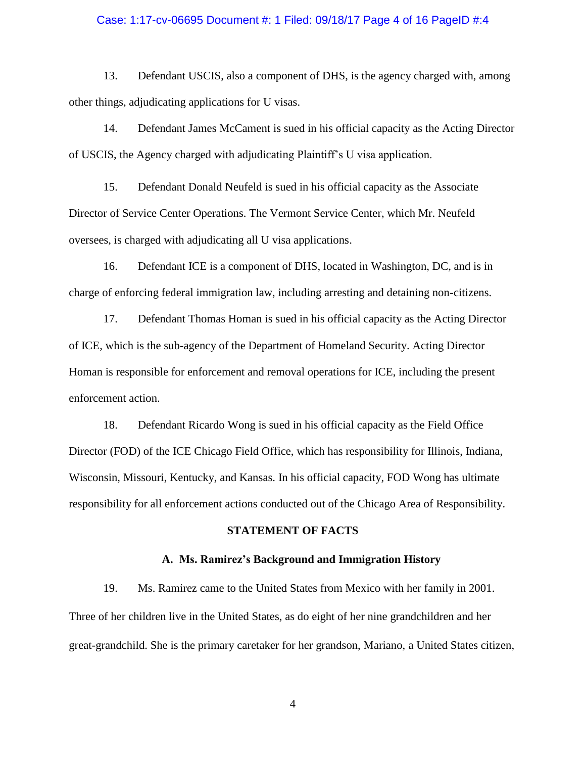13. Defendant USCIS, also a component of DHS, is the agency charged with, among other things, adjudicating applications for U visas.

14. Defendant James McCament is sued in his official capacity as the Acting Director of USCIS, the Agency charged with adjudicating Plaintiff's U visa application.

15. Defendant Donald Neufeld is sued in his official capacity as the Associate Director of Service Center Operations. The Vermont Service Center, which Mr. Neufeld oversees, is charged with adjudicating all U visa applications.

16. Defendant ICE is a component of DHS, located in Washington, DC, and is in charge of enforcing federal immigration law, including arresting and detaining non-citizens.

17. Defendant Thomas Homan is sued in his official capacity as the Acting Director of ICE, which is the sub-agency of the Department of Homeland Security. Acting Director Homan is responsible for enforcement and removal operations for ICE, including the present enforcement action.

18. Defendant Ricardo Wong is sued in his official capacity as the Field Office Director (FOD) of the ICE Chicago Field Office, which has responsibility for Illinois, Indiana, Wisconsin, Missouri, Kentucky, and Kansas. In his official capacity, FOD Wong has ultimate responsibility for all enforcement actions conducted out of the Chicago Area of Responsibility.

## STATEMENT OF FACTS

### A. Ms. Ramirez's Background and Immigration History

19. Ms. Ramirez came to the United States from Mexico with her family in 2001. Three of her children live in the United States, as do eight of her nine grandchildren and her great-grandchild. She is the primary caretaker for her grandson, Mariano, a United States citizen,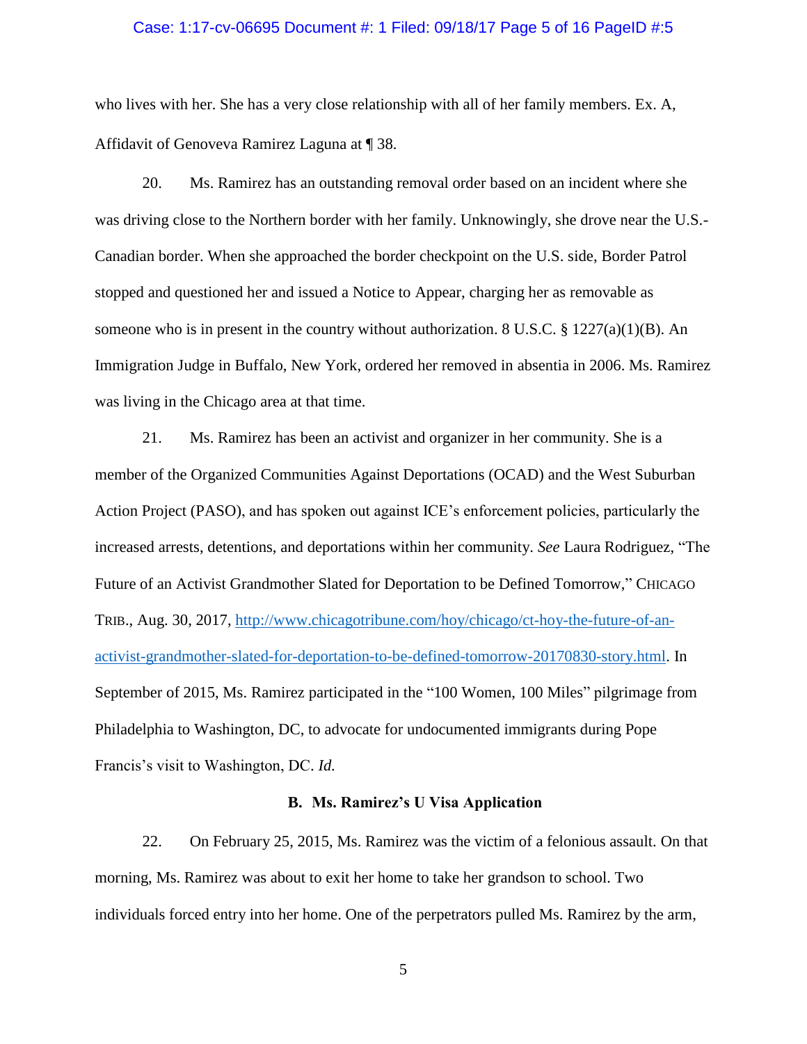who lives with her. She has a very close relationship with all of her family members. Ex. A, Affidavit of Genoveva Ramirez Laguna at ¶ 38.

20. Ms. Ramirez has an outstanding removal order based on an incident where she was driving close to the Northern border with her family. Unknowingly, she drove near the U.S.-Canadian border. When she approached the border checkpoint on the U.S. side, Border Patrol stopped and questioned her and issued a Notice to Appear, charging her as removable as someone who is in present in the country without authorization. 8 U.S.C. § 1227(a)(1)(B). An Immigration Judge in Buffalo, New York, ordered her removed in absentia in 2006. Ms. Ramirez was living in the Chicago area at that time.

21. Ms. Ramirez has been an activist and organizer in her community. She is a member of the Organized Communities Against Deportations (OCAD) and the West Suburban Action Project (PASO), and has spoken out against ICE's enforcement policies, particularly the increased arrests, detentions, and deportations within her community. *See* Laura Rodriguez, "The Future of an Activist Grandmother Slated for Deportation to be Defined Tomorrow," CHICAGO TRIB., Aug. 30, 2017, http://www.chicagotribune.com/hoy/chicago/ct-hoy-the-future-of-an-activist-grandmother-slated-for-deportation-to-be-defined-tomorrow-20170830-story.html. In September of 2015, Ms. Ramirez participated in the "100 Women, 100 Miles" pilgrimage from Philadelphia to Washington, DC, to advocate for undocumented immigrants during Pope Francis's visit to Washington, DC. *Id.*

### B. Ms. Ramirez's U Visa Application

22. On February 25, 2015, Ms. Ramirez was the victim of a felonious assault. On that morning, Ms. Ramirez was about to exit her home to take her grandson to school. Two individuals forced entry into her home. One of the perpetrators pulled Ms. Ramirez by the arm,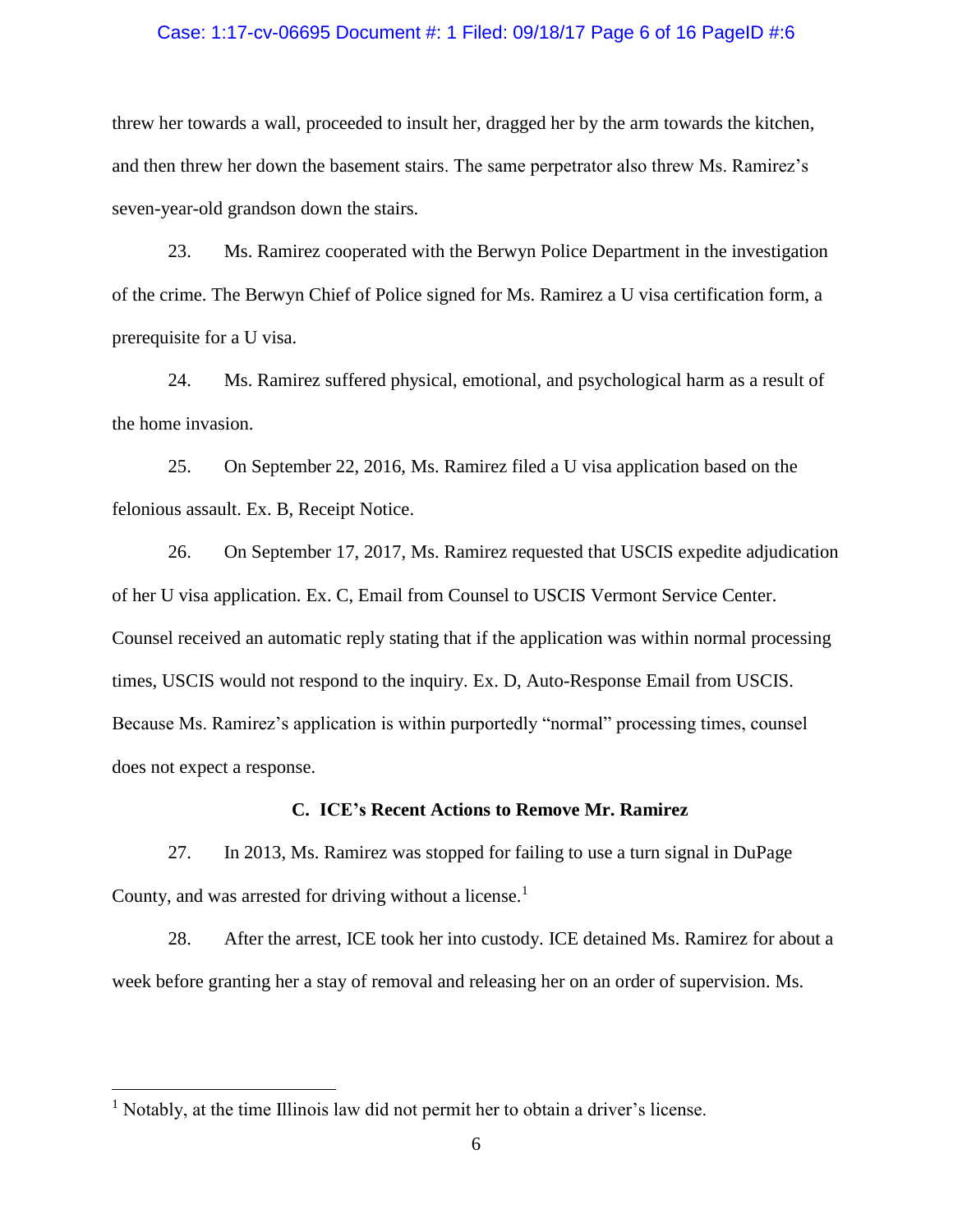threw her towards a wall, proceeded to insult her, dragged her by the arm towards the kitchen, and then threw her down the basement stairs. The same perpetrator also threw Ms. Ramirez's seven-year-old grandson down the stairs.

23. Ms. Ramirez cooperated with the Berwyn Police Department in the investigation of the crime. The Berwyn Chief of Police signed for Ms. Ramirez a U visa certification form, a prerequisite for a U visa.

24. Ms. Ramirez suffered physical, emotional, and psychological harm as a result of the home invasion.

25. On September 22, 2016, Ms. Ramirez filed a U visa application based on the felonious assault. Ex. B, Receipt Notice.

26. On September 17, 2017, Ms. Ramirez requested that USCIS expedite adjudication of her U visa application. Ex. C, Email from Counsel to USCIS Vermont Service Center. Counsel received an automatic reply stating that if the application was within normal processing times, USCIS would not respond to the inquiry. Ex. D, Auto-Response Email from USCIS. Because Ms. Ramirez's application is within purportedly "normal" processing times, counsel does not expect a response.

### C. ICE's Recent Actions to Remove Mr. Ramirez

27. In 2013, Ms. Ramirez was stopped for failing to use a turn signal in DuPage County, and was arrested for driving without a license.[1]

28. After the arrest, ICE took her into custody. ICE detained Ms. Ramirez for about a week before granting her a stay of removal and releasing her on an order of supervision. Ms.

---

[1] Notably, at the time Illinois law did not permit her to obtain a driver's license.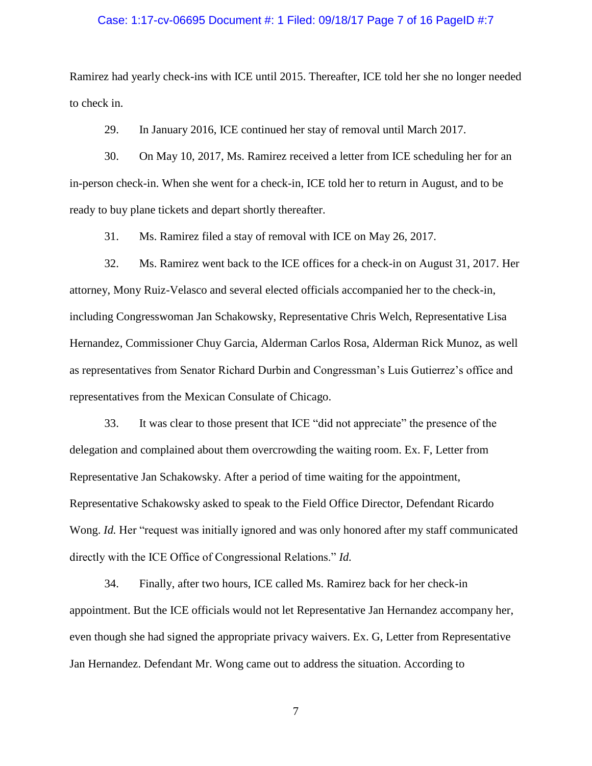Ramirez had yearly check-ins with ICE until 2015. Thereafter, ICE told her she no longer needed to check in.

29. In January 2016, ICE continued her stay of removal until March 2017.

30. On May 10, 2017, Ms. Ramirez received a letter from ICE scheduling her for an in-person check-in. When she went for a check-in, ICE told her to return in August, and to be ready to buy plane tickets and depart shortly thereafter.

31. Ms. Ramirez filed a stay of removal with ICE on May 26, 2017.

32. Ms. Ramirez went back to the ICE offices for a check-in on August 31, 2017. Her attorney, Mony Ruiz-Velasco and several elected officials accompanied her to the check-in, including Congresswoman Jan Schakowsky, Representative Chris Welch, Representative Lisa Hernandez, Commissioner Chuy Garcia, Alderman Carlos Rosa, Alderman Rick Munoz, as well as representatives from Senator Richard Durbin and Congressman's Luis Gutierrez's office and representatives from the Mexican Consulate of Chicago.

33. It was clear to those present that ICE "did not appreciate" the presence of the delegation and complained about them overcrowding the waiting room. Ex. F, Letter from Representative Jan Schakowsky. After a period of time waiting for the appointment, Representative Schakowsky asked to speak to the Field Office Director, Defendant Ricardo Wong. *Id.* Her "request was initially ignored and was only honored after my staff communicated directly with the ICE Office of Congressional Relations." *Id.*

34. Finally, after two hours, ICE called Ms. Ramirez back for her check-in appointment. But the ICE officials would not let Representative Jan Hernandez accompany her, even though she had signed the appropriate privacy waivers. Ex. G, Letter from Representative Jan Hernandez. Defendant Mr. Wong came out to address the situation. According to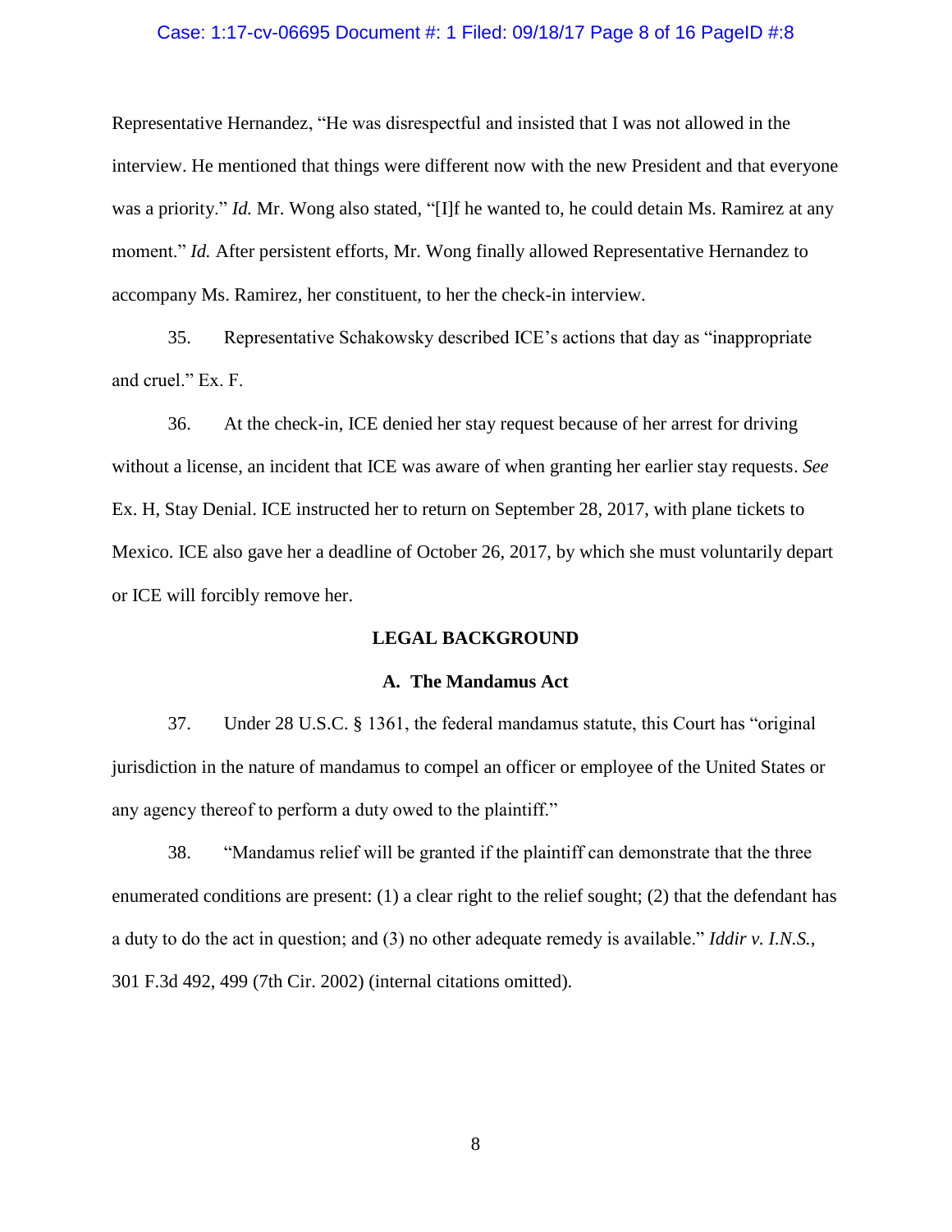Representative Hernandez, "He was disrespectful and insisted that I was not allowed in the interview. He mentioned that things were different now with the new President and that everyone was a priority." *Id.* Mr. Wong also stated, "[I]f he wanted to, he could detain Ms. Ramirez at any moment." *Id.* After persistent efforts, Mr. Wong finally allowed Representative Hernandez to accompany Ms. Ramirez, her constituent, to her the check-in interview.

35. Representative Schakowsky described ICE's actions that day as "inappropriate and cruel." Ex. F.

36. At the check-in, ICE denied her stay request because of her arrest for driving without a license, an incident that ICE was aware of when granting her earlier stay requests. *See* Ex. H, Stay Denial. ICE instructed her to return on September 28, 2017, with plane tickets to Mexico. ICE also gave her a deadline of October 26, 2017, by which she must voluntarily depart or ICE will forcibly remove her.

## LEGAL BACKGROUND

### A. The Mandamus Act

37. Under 28 U.S.C. § 1361, the federal mandamus statute, this Court has "original jurisdiction in the nature of mandamus to compel an officer or employee of the United States or any agency thereof to perform a duty owed to the plaintiff."

38. "Mandamus relief will be granted if the plaintiff can demonstrate that the three enumerated conditions are present: (1) a clear right to the relief sought; (2) that the defendant has a duty to do the act in question; and (3) no other adequate remedy is available." *Iddir v. I.N.S.*, 301 F.3d 492, 499 (7th Cir. 2002) (internal citations omitted).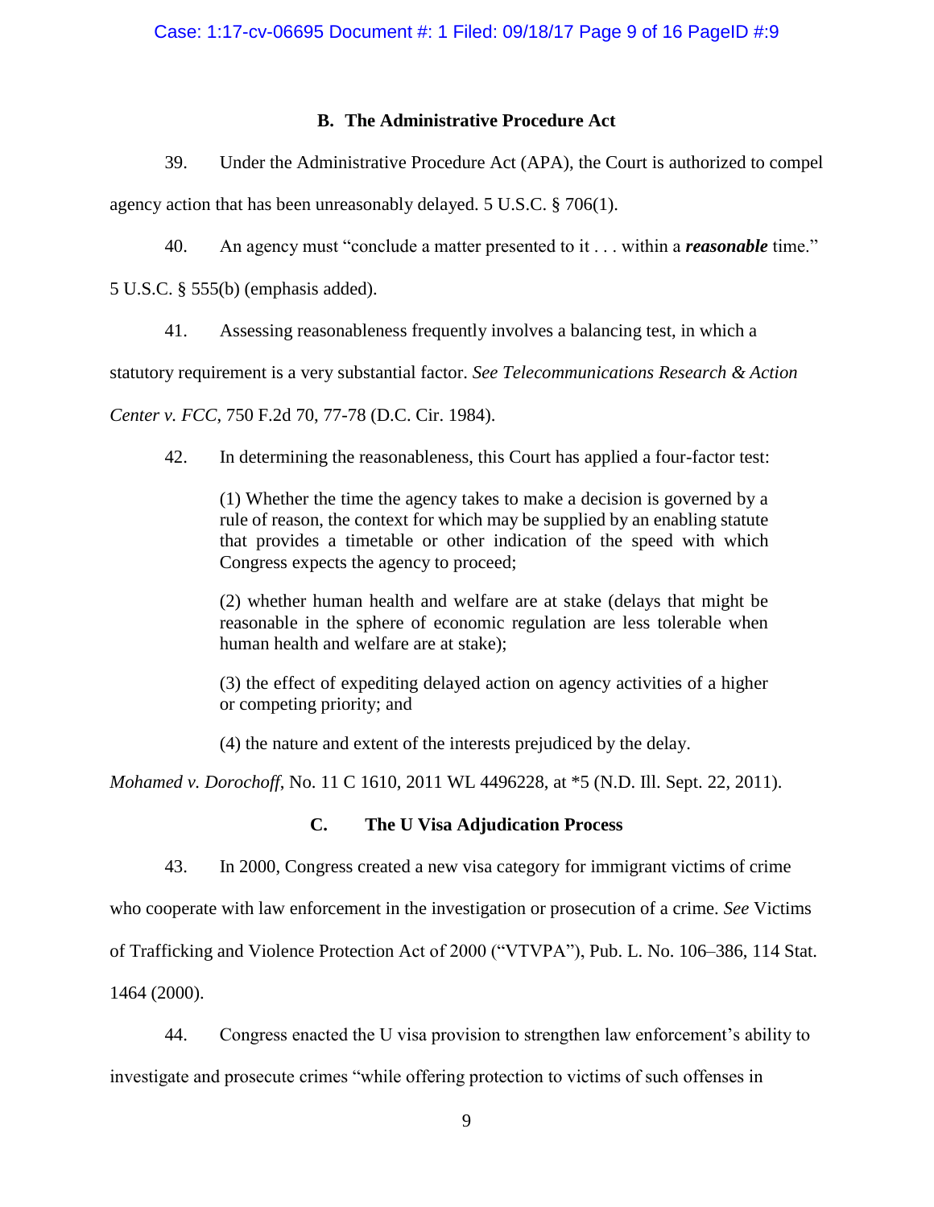### B. The Administrative Procedure Act

39. Under the Administrative Procedure Act (APA), the Court is authorized to compel agency action that has been unreasonably delayed. 5 U.S.C. § 706(1).

40. An agency must "conclude a matter presented to it . . . within a ***reasonable*** time." 5 U.S.C. § 555(b) (emphasis added).

41. Assessing reasonableness frequently involves a balancing test, in which a statutory requirement is a very substantial factor. *See Telecommunications Research & Action Center v. FCC*, 750 F.2d 70, 77-78 (D.C. Cir. 1984).

42. In determining the reasonableness, this Court has applied a four-factor test:

> (1) Whether the time the agency takes to make a decision is governed by a rule of reason, the context for which may be supplied by an enabling statute that provides a timetable or other indication of the speed with which Congress expects the agency to proceed;
>
> (2) whether human health and welfare are at stake (delays that might be reasonable in the sphere of economic regulation are less tolerable when human health and welfare are at stake);
>
> (3) the effect of expediting delayed action on agency activities of a higher or competing priority; and
>
> (4) the nature and extent of the interests prejudiced by the delay.

*Mohamed v. Dorochoff*, No. 11 C 1610, 2011 WL 4496228, at *5 (N.D. Ill. Sept. 22, 2011).

### C. The U Visa Adjudication Process

43. In 2000, Congress created a new visa category for immigrant victims of crime who cooperate with law enforcement in the investigation or prosecution of a crime. *See* Victims of Trafficking and Violence Protection Act of 2000 ("VTVPA"), Pub. L. No. 106–386, 114 Stat. 1464 (2000).

44. Congress enacted the U visa provision to strengthen law enforcement's ability to investigate and prosecute crimes "while offering protection to victims of such offenses in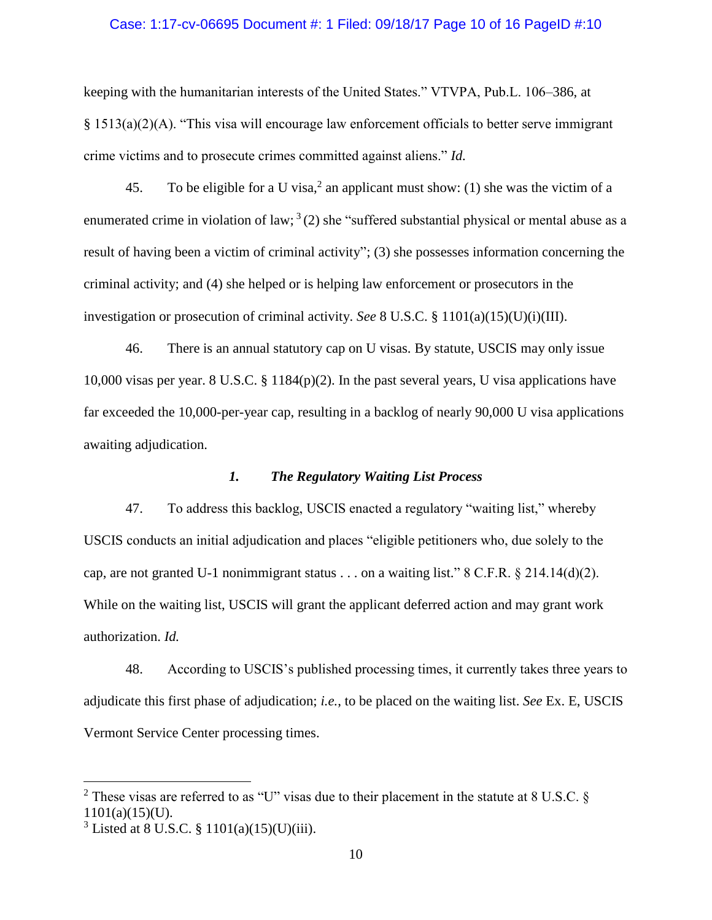keeping with the humanitarian interests of the United States." VTVPA, Pub.L. 106–386, at § 1513(a)(2)(A). "This visa will encourage law enforcement officials to better serve immigrant crime victims and to prosecute crimes committed against aliens." *Id.*

45. To be eligible for a U visa,[2] an applicant must show: (1) she was the victim of a enumerated crime in violation of law;[3] (2) she "suffered substantial physical or mental abuse as a result of having been a victim of criminal activity"; (3) she possesses information concerning the criminal activity; and (4) she helped or is helping law enforcement or prosecutors in the investigation or prosecution of criminal activity. *See* 8 U.S.C. § 1101(a)(15)(U)(i)(III).

46. There is an annual statutory cap on U visas. By statute, USCIS may only issue 10,000 visas per year. 8 U.S.C. § 1184(p)(2). In the past several years, U visa applications have far exceeded the 10,000-per-year cap, resulting in a backlog of nearly 90,000 U visa applications awaiting adjudication.

### *1. The Regulatory Waiting List Process*

47. To address this backlog, USCIS enacted a regulatory "waiting list," whereby USCIS conducts an initial adjudication and places "eligible petitioners who, due solely to the cap, are not granted U-1 nonimmigrant status . . . on a waiting list." 8 C.F.R. § 214.14(d)(2). While on the waiting list, USCIS will grant the applicant deferred action and may grant work authorization. *Id.*

48. According to USCIS's published processing times, it currently takes three years to adjudicate this first phase of adjudication; *i.e.*, to be placed on the waiting list. *See* Ex. E, USCIS Vermont Service Center processing times.

---

[2] These visas are referred to as "U" visas due to their placement in the statute at 8 U.S.C. § 1101(a)(15)(U).

[3] Listed at 8 U.S.C. § 1101(a)(15)(U)(iii).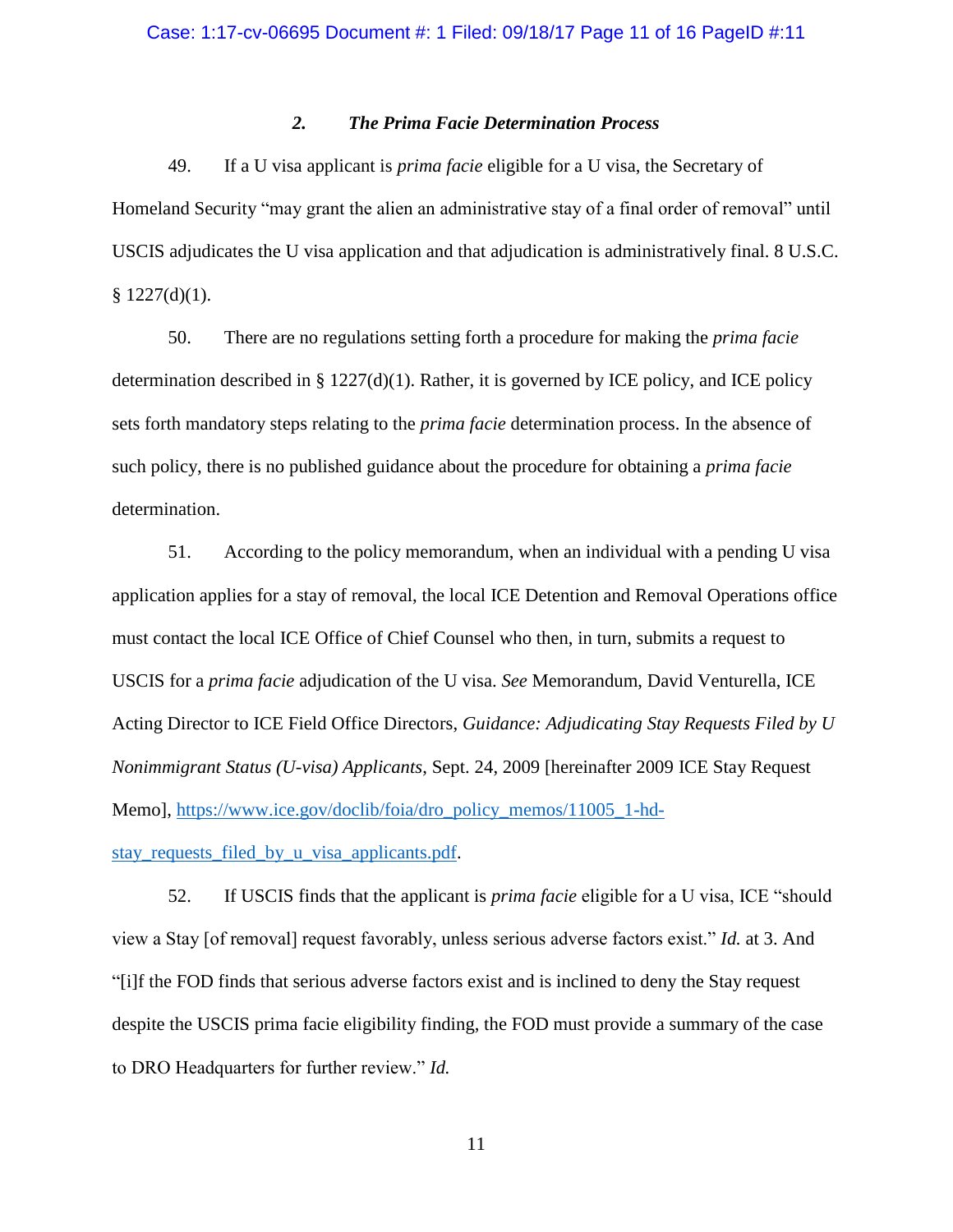### *2. The Prima Facie Determination Process*

49. If a U visa applicant is *prima facie* eligible for a U visa, the Secretary of Homeland Security "may grant the alien an administrative stay of a final order of removal" until USCIS adjudicates the U visa application and that adjudication is administratively final. 8 U.S.C. § 1227(d)(1).

50. There are no regulations setting forth a procedure for making the *prima facie* determination described in § 1227(d)(1). Rather, it is governed by ICE policy, and ICE policy sets forth mandatory steps relating to the *prima facie* determination process. In the absence of such policy, there is no published guidance about the procedure for obtaining a *prima facie* determination.

51. According to the policy memorandum, when an individual with a pending U visa application applies for a stay of removal, the local ICE Detention and Removal Operations office must contact the local ICE Office of Chief Counsel who then, in turn, submits a request to USCIS for a *prima facie* adjudication of the U visa. *See* Memorandum, David Venturella, ICE Acting Director to ICE Field Office Directors, *Guidance: Adjudicating Stay Requests Filed by U Nonimmigrant Status (U-visa) Applicants*, Sept. 24, 2009 [hereinafter 2009 ICE Stay Request Memo], [https://www.ice.gov/doclib/foia/dro_policy_memos/11005_1-hd-stay_requests_filed_by_u_visa_applicants.pdf](https://www.ice.gov/doclib/foia/dro_policy_memos/11005_1-hd-stay_requests_filed_by_u_visa_applicants.pdf).

52. If USCIS finds that the applicant is *prima facie* eligible for a U visa, ICE "should view a Stay [of removal] request favorably, unless serious adverse factors exist." *Id.* at 3. And "[i]f the FOD finds that serious adverse factors exist and is inclined to deny the Stay request despite the USCIS prima facie eligibility finding, the FOD must provide a summary of the case to DRO Headquarters for further review." *Id.*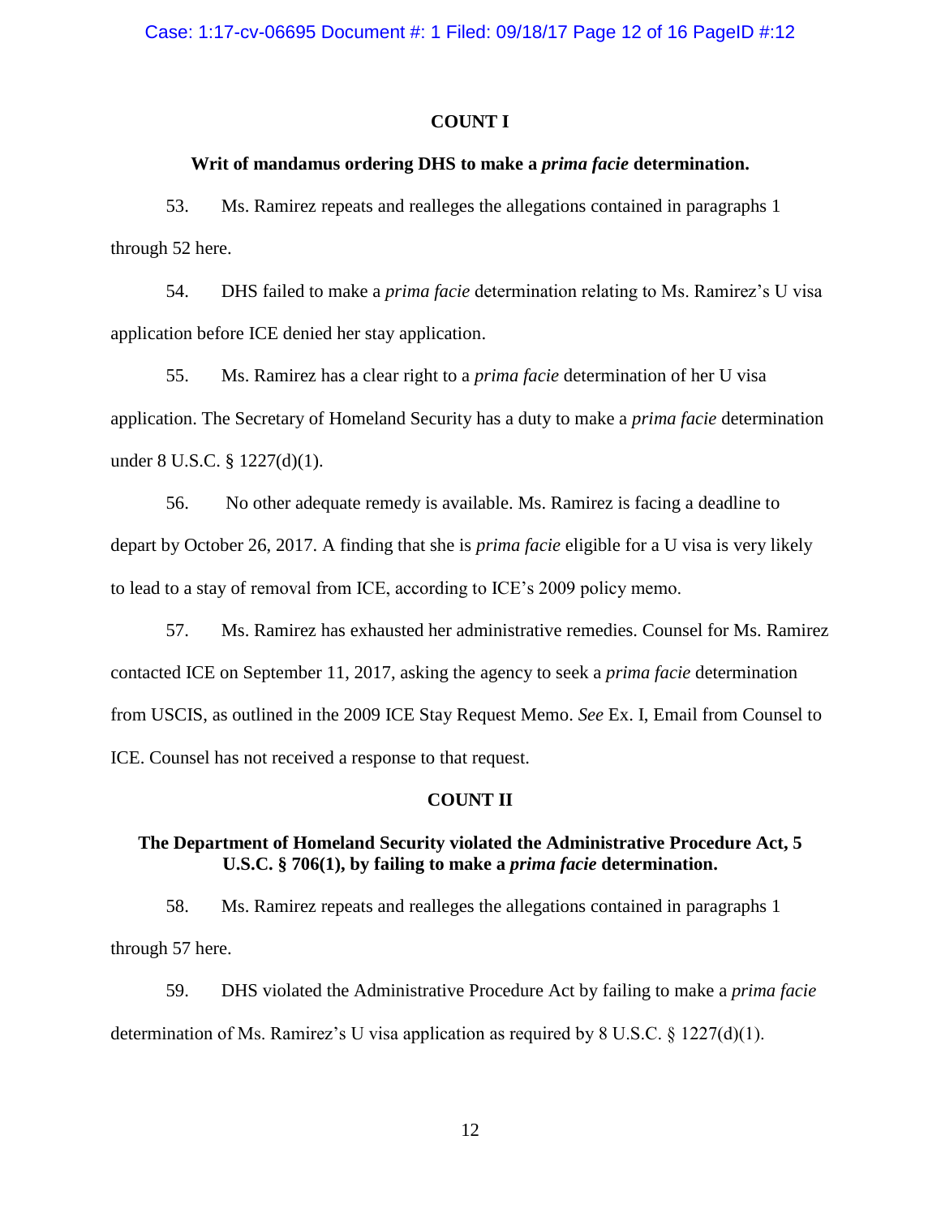## COUNT I

### Writ of mandamus ordering DHS to make a *prima facie* determination.

53. Ms. Ramirez repeats and realleges the allegations contained in paragraphs 1 through 52 here.

54. DHS failed to make a *prima facie* determination relating to Ms. Ramirez's U visa application before ICE denied her stay application.

55. Ms. Ramirez has a clear right to a *prima facie* determination of her U visa application. The Secretary of Homeland Security has a duty to make a *prima facie* determination under 8 U.S.C. § 1227(d)(1).

56. No other adequate remedy is available. Ms. Ramirez is facing a deadline to depart by October 26, 2017. A finding that she is *prima facie* eligible for a U visa is very likely to lead to a stay of removal from ICE, according to ICE's 2009 policy memo.

57. Ms. Ramirez has exhausted her administrative remedies. Counsel for Ms. Ramirez contacted ICE on September 11, 2017, asking the agency to seek a *prima facie* determination from USCIS, as outlined in the 2009 ICE Stay Request Memo. *See* Ex. I, Email from Counsel to ICE. Counsel has not received a response to that request.

## COUNT II

### The Department of Homeland Security violated the Administrative Procedure Act, 5 U.S.C. § 706(1), by failing to make a *prima facie* determination.

58. Ms. Ramirez repeats and realleges the allegations contained in paragraphs 1 through 57 here.

59. DHS violated the Administrative Procedure Act by failing to make a *prima facie* determination of Ms. Ramirez's U visa application as required by 8 U.S.C. § 1227(d)(1).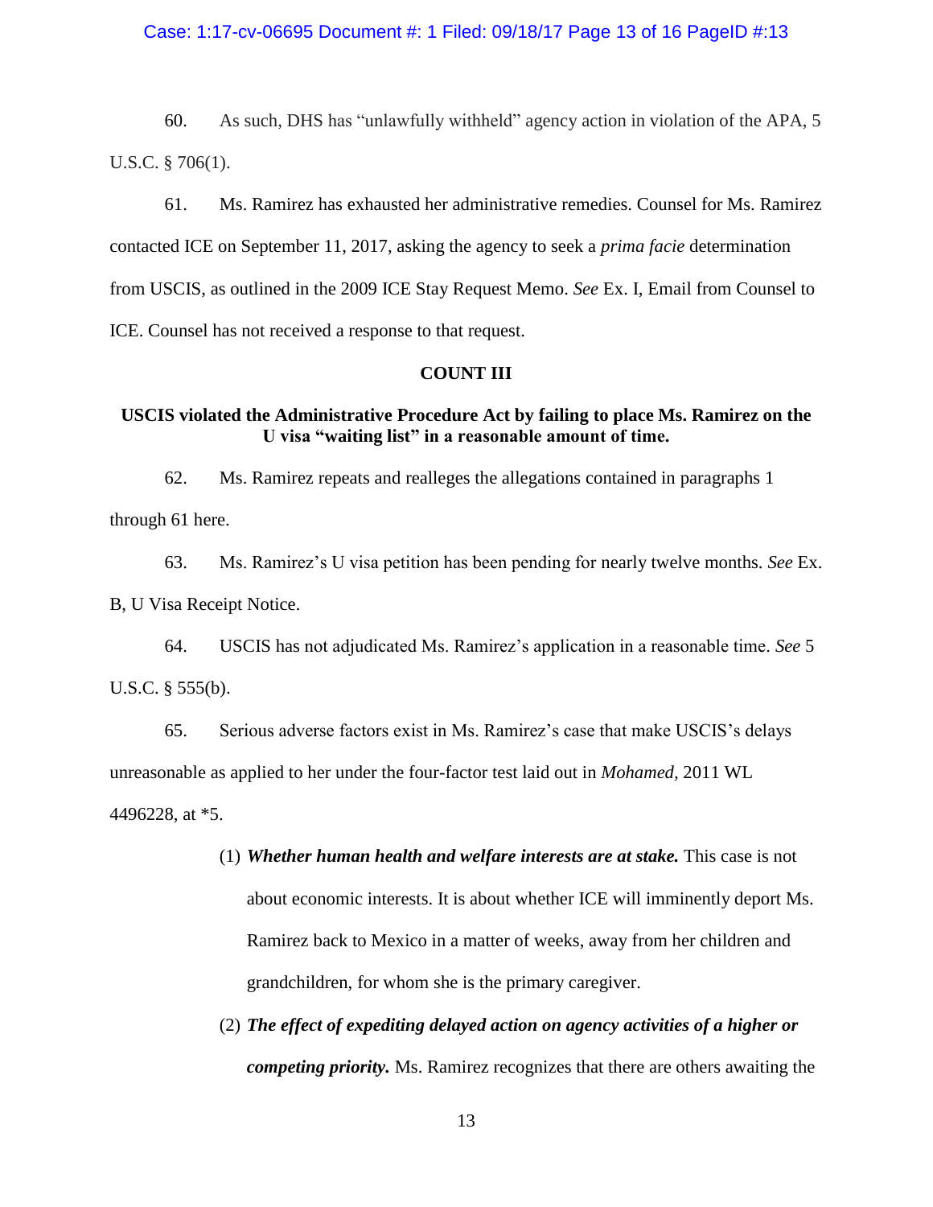60. As such, DHS has "unlawfully withheld" agency action in violation of the APA, 5 U.S.C. § 706(1).

61. Ms. Ramirez has exhausted her administrative remedies. Counsel for Ms. Ramirez contacted ICE on September 11, 2017, asking the agency to seek a *prima facie* determination from USCIS, as outlined in the 2009 ICE Stay Request Memo. *See* Ex. I, Email from Counsel to ICE. Counsel has not received a response to that request.

## COUNT III

### USCIS violated the Administrative Procedure Act by failing to place Ms. Ramirez on the U visa "waiting list" in a reasonable amount of time.

62. Ms. Ramirez repeats and realleges the allegations contained in paragraphs 1 through 61 here.

63. Ms. Ramirez's U visa petition has been pending for nearly twelve months. *See* Ex. B, U Visa Receipt Notice.

64. USCIS has not adjudicated Ms. Ramirez's application in a reasonable time. *See* 5 U.S.C. § 555(b).

65. Serious adverse factors exist in Ms. Ramirez's case that make USCIS's delays unreasonable as applied to her under the four-factor test laid out in *Mohamed*, 2011 WL 4496228, at *5.

(1) ***Whether human health and welfare interests are at stake.*** This case is not about economic interests. It is about whether ICE will imminently deport Ms. Ramirez back to Mexico in a matter of weeks, away from her children and grandchildren, for whom she is the primary caregiver.

(2) ***The effect of expediting delayed action on agency activities of a higher or competing priority.*** Ms. Ramirez recognizes that there are others awaiting the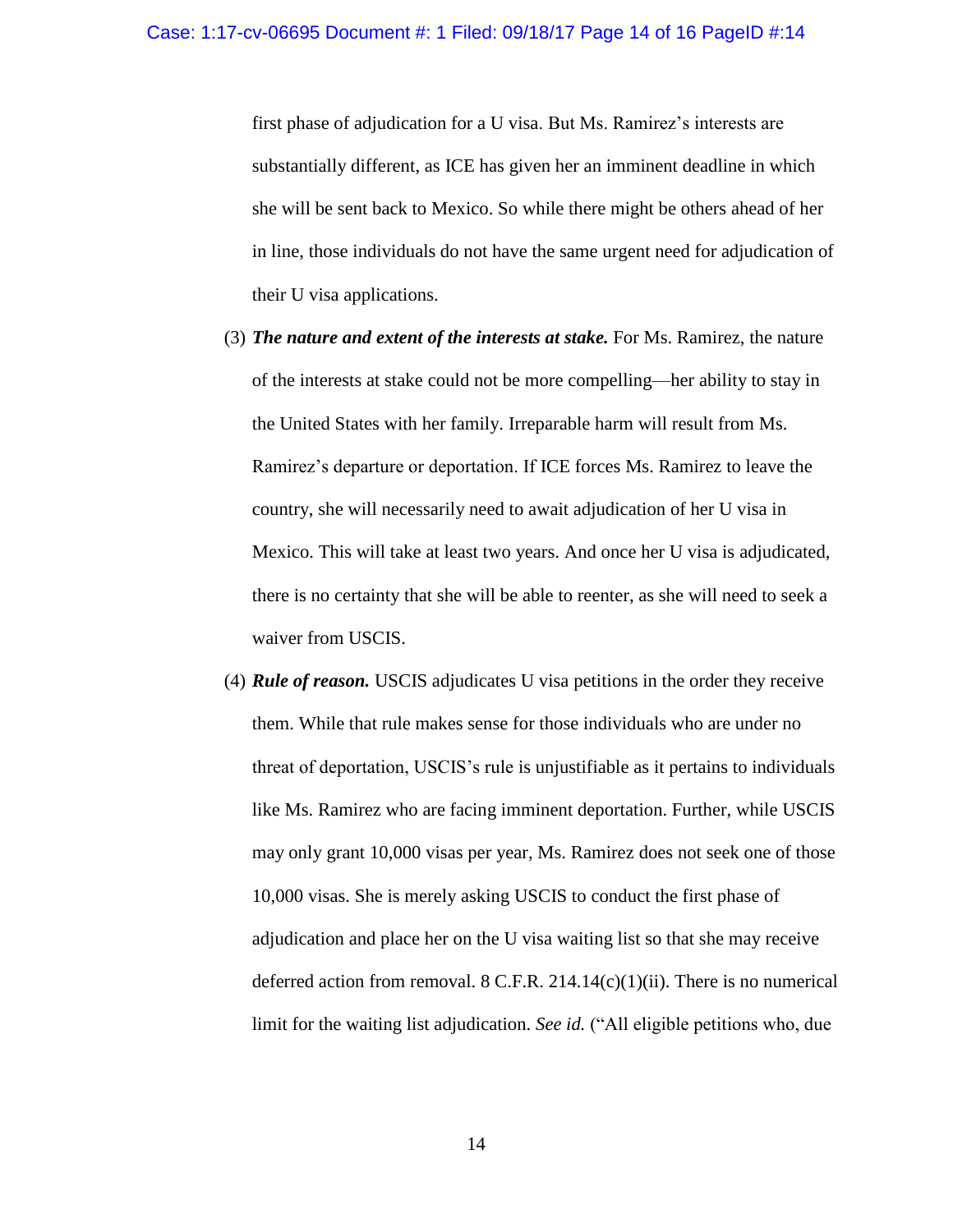first phase of adjudication for a U visa. But Ms. Ramirez's interests are substantially different, as ICE has given her an imminent deadline in which she will be sent back to Mexico. So while there might be others ahead of her in line, those individuals do not have the same urgent need for adjudication of their U visa applications.

(3) ***The nature and extent of the interests at stake.*** For Ms. Ramirez, the nature of the interests at stake could not be more compelling—her ability to stay in the United States with her family. Irreparable harm will result from Ms. Ramirez's departure or deportation. If ICE forces Ms. Ramirez to leave the country, she will necessarily need to await adjudication of her U visa in Mexico. This will take at least two years. And once her U visa is adjudicated, there is no certainty that she will be able to reenter, as she will need to seek a waiver from USCIS.

(4) ***Rule of reason.*** USCIS adjudicates U visa petitions in the order they receive them. While that rule makes sense for those individuals who are under no threat of deportation, USCIS's rule is unjustifiable as it pertains to individuals like Ms. Ramirez who are facing imminent deportation. Further, while USCIS may only grant 10,000 visas per year, Ms. Ramirez does not seek one of those 10,000 visas. She is merely asking USCIS to conduct the first phase of adjudication and place her on the U visa waiting list so that she may receive deferred action from removal. 8 C.F.R. 214.14(c)(1)(ii). There is no numerical limit for the waiting list adjudication. *See id.* ("All eligible petitions who, due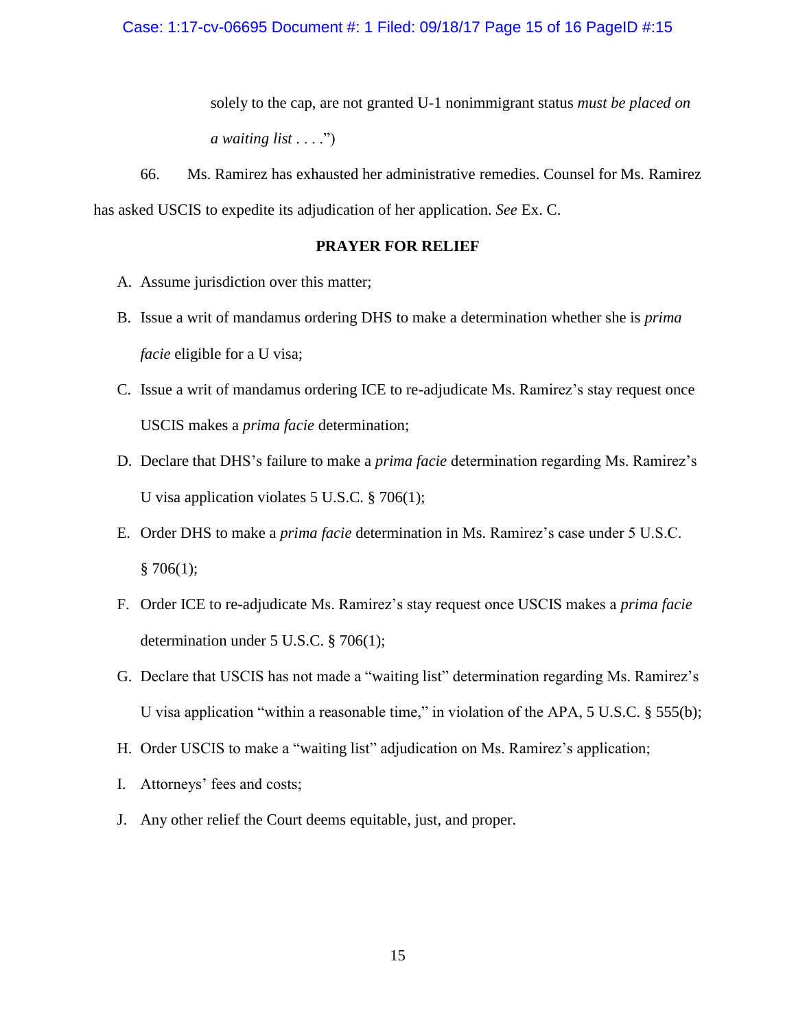solely to the cap, are not granted U-1 nonimmigrant status *must be placed on a waiting list* . . . .")

66. Ms. Ramirez has exhausted her administrative remedies. Counsel for Ms. Ramirez has asked USCIS to expedite its adjudication of her application. *See* Ex. C.

**PRAYER FOR RELIEF**

A. Assume jurisdiction over this matter;

B. Issue a writ of mandamus ordering DHS to make a determination whether she is *prima facie* eligible for a U visa;

C. Issue a writ of mandamus ordering ICE to re-adjudicate Ms. Ramirez's stay request once USCIS makes a *prima facie* determination;

D. Declare that DHS's failure to make a *prima facie* determination regarding Ms. Ramirez's U visa application violates 5 U.S.C. § 706(1);

E. Order DHS to make a *prima facie* determination in Ms. Ramirez's case under 5 U.S.C. § 706(1);

F. Order ICE to re-adjudicate Ms. Ramirez's stay request once USCIS makes a *prima facie* determination under 5 U.S.C. § 706(1);

G. Declare that USCIS has not made a "waiting list" determination regarding Ms. Ramirez's U visa application "within a reasonable time," in violation of the APA, 5 U.S.C. § 555(b);

H. Order USCIS to make a "waiting list" adjudication on Ms. Ramirez's application;

I. Attorneys' fees and costs;

J. Any other relief the Court deems equitable, just, and proper.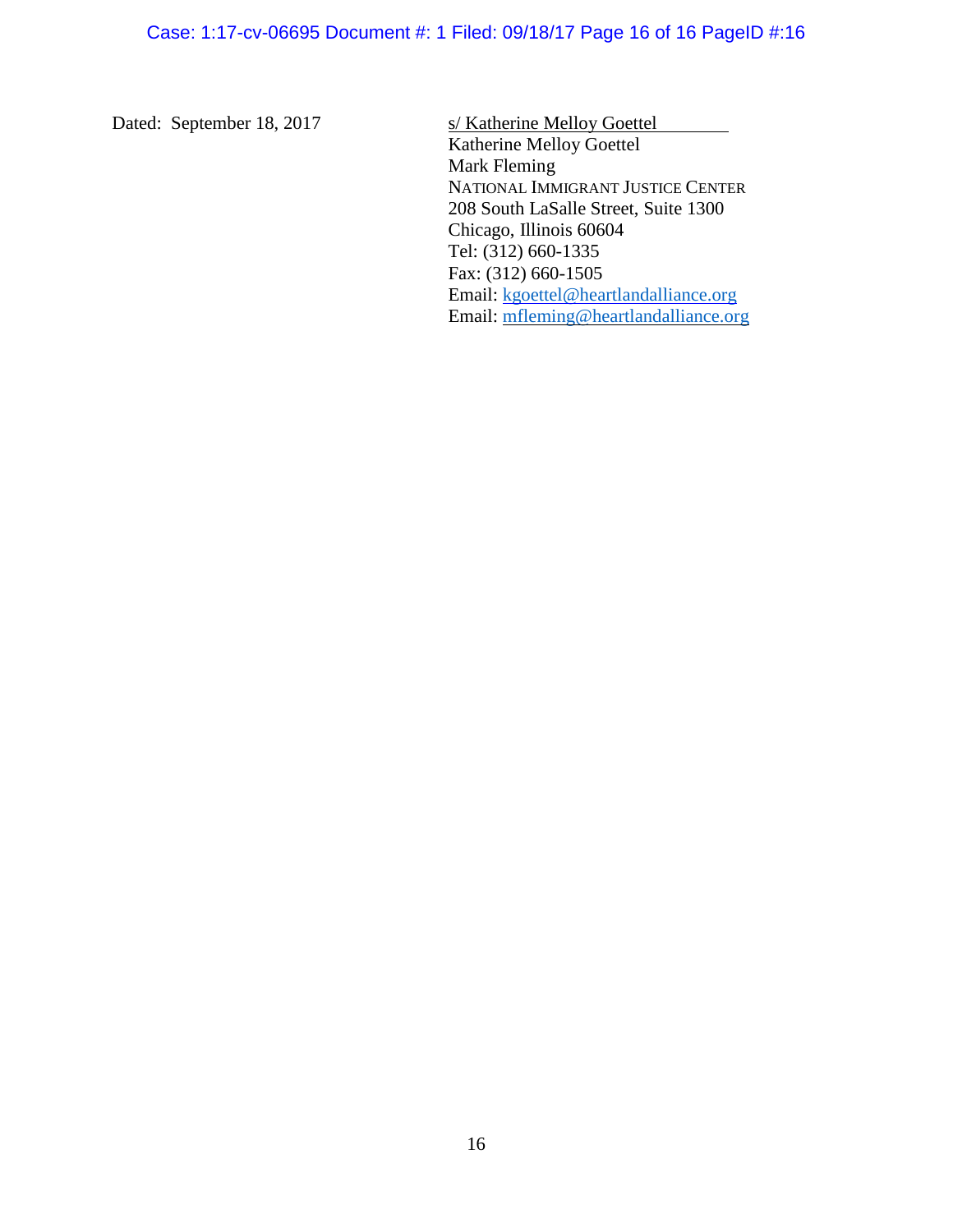Dated: September 18, 2017

s/ Katherine Melloy Goettel
Katherine Melloy Goettel
Mark Fleming
NATIONAL IMMIGRANT JUSTICE CENTER
208 South LaSalle Street, Suite 1300
Chicago, Illinois 60604
Tel: (312) 660-1335
Fax: (312) 660-1505
Email: kgoettel@heartlandalliance.org
Email: mfleming@heartlandalliance.org